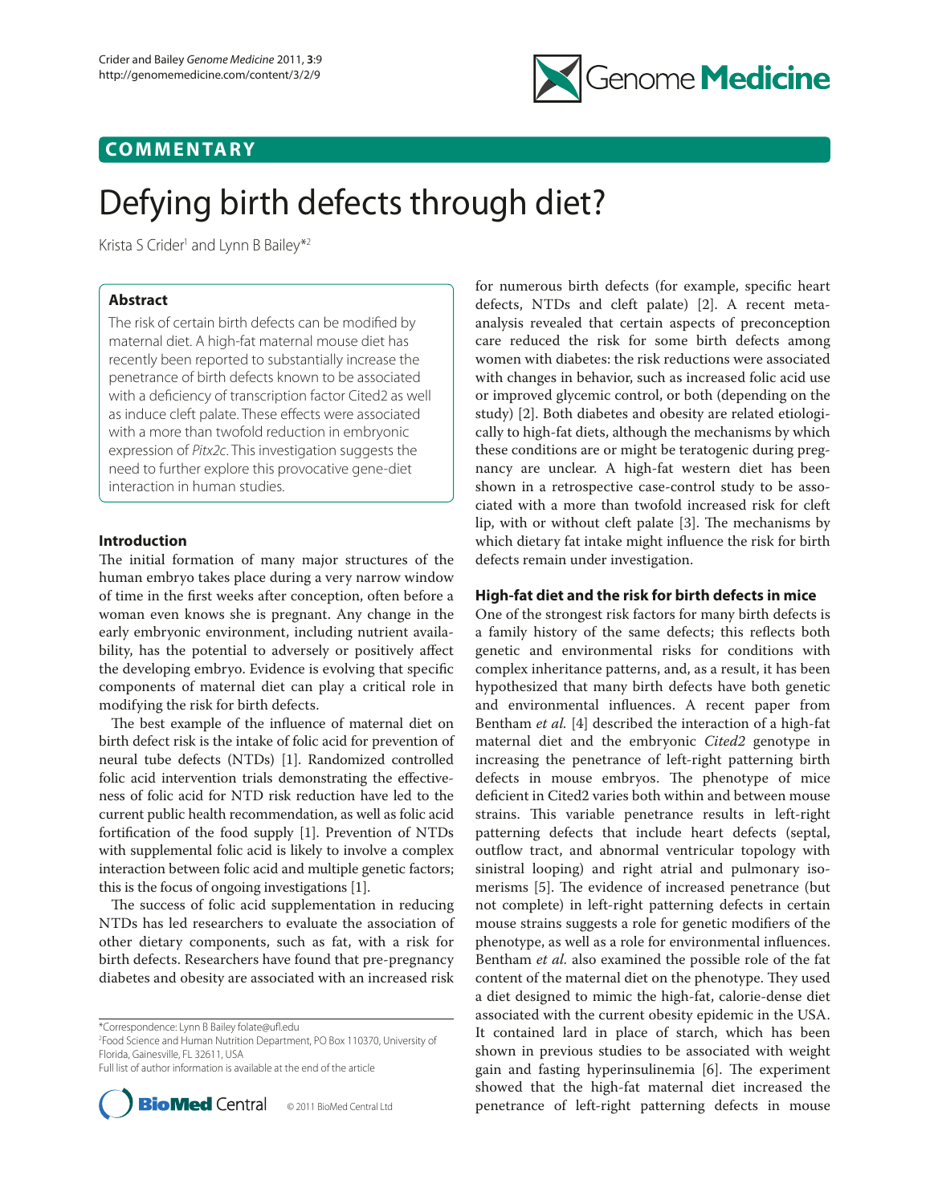COMMENTARY

# Defying birth defects through diet?

Krista S Crider[1] and Lynn B Bailey*[2]

## Abstract

The risk of certain birth defects can be modified by maternal diet. A high-fat maternal mouse diet has recently been reported to substantially increase the penetrance of birth defects known to be associated with a deficiency of transcription factor Cited2 as well as induce cleft palate. These effects were associated with a more than twofold reduction in embryonic expression of *Pitx2c*. This investigation suggests the need to further explore this provocative gene-diet interaction in human studies.

## Introduction

The initial formation of many major structures of the human embryo takes place during a very narrow window of time in the first weeks after conception, often before a woman even knows she is pregnant. Any change in the early embryonic environment, including nutrient availability, has the potential to adversely or positively affect the developing embryo. Evidence is evolving that specific components of maternal diet can play a critical role in modifying the risk for birth defects.

The best example of the influence of maternal diet on birth defect risk is the intake of folic acid for prevention of neural tube defects (NTDs) [1]. Randomized controlled folic acid intervention trials demonstrating the effectiveness of folic acid for NTD risk reduction have led to the current public health recommendation, as well as folic acid fortification of the food supply [1]. Prevention of NTDs with supplemental folic acid is likely to involve a complex interaction between folic acid and multiple genetic factors; this is the focus of ongoing investigations [1].

The success of folic acid supplementation in reducing NTDs has led researchers to evaluate the association of other dietary components, such as fat, with a risk for birth defects. Researchers have found that pre-pregnancy diabetes and obesity are associated with an increased risk for numerous birth defects (for example, specific heart defects, NTDs and cleft palate) [2]. A recent meta-analysis revealed that certain aspects of preconception care reduced the risk for some birth defects among women with diabetes: the risk reductions were associated with changes in behavior, such as increased folic acid use or improved glycemic control, or both (depending on the study) [2]. Both diabetes and obesity are related etiologically to high-fat diets, although the mechanisms by which these conditions are or might be teratogenic during pregnancy are unclear. A high-fat western diet has been shown in a retrospective case-control study to be associated with a more than twofold increased risk for cleft lip, with or without cleft palate [3]. The mechanisms by which dietary fat intake might influence the risk for birth defects remain under investigation.

## High-fat diet and the risk for birth defects in mice

One of the strongest risk factors for many birth defects is a family history of the same defects; this reflects both genetic and environmental risks for conditions with complex inheritance patterns, and, as a result, it has been hypothesized that many birth defects have both genetic and environmental influences. A recent paper from Bentham *et al.* [4] described the interaction of a high-fat maternal diet and the embryonic *Cited2* genotype in increasing the penetrance of left-right patterning birth defects in mouse embryos. The phenotype of mice deficient in Cited2 varies both within and between mouse strains. This variable penetrance results in left-right patterning defects that include heart defects (septal, outflow tract, and abnormal ventricular topology with sinistral looping) and right atrial and pulmonary isomerisms [5]. The evidence of increased penetrance (but not complete) in left-right patterning defects in certain mouse strains suggests a role for genetic modifiers of the phenotype, as well as a role for environmental influences. Bentham *et al.* also examined the possible role of the fat content of the maternal diet on the phenotype. They used a diet designed to mimic the high-fat, calorie-dense diet associated with the current obesity epidemic in the USA. It contained lard in place of starch, which has been shown in previous studies to be associated with weight gain and fasting hyperinsulinemia [6]. The experiment showed that the high-fat maternal diet increased the penetrance of left-right patterning defects in mouse

*Correspondence: Lynn B Bailey folate@ufl.edu
[2]Food Science and Human Nutrition Department, PO Box 110370, University of Florida, Gainesville, FL 32611, USA
Full list of author information is available at the end of the article

© 2011 BioMed Central Ltd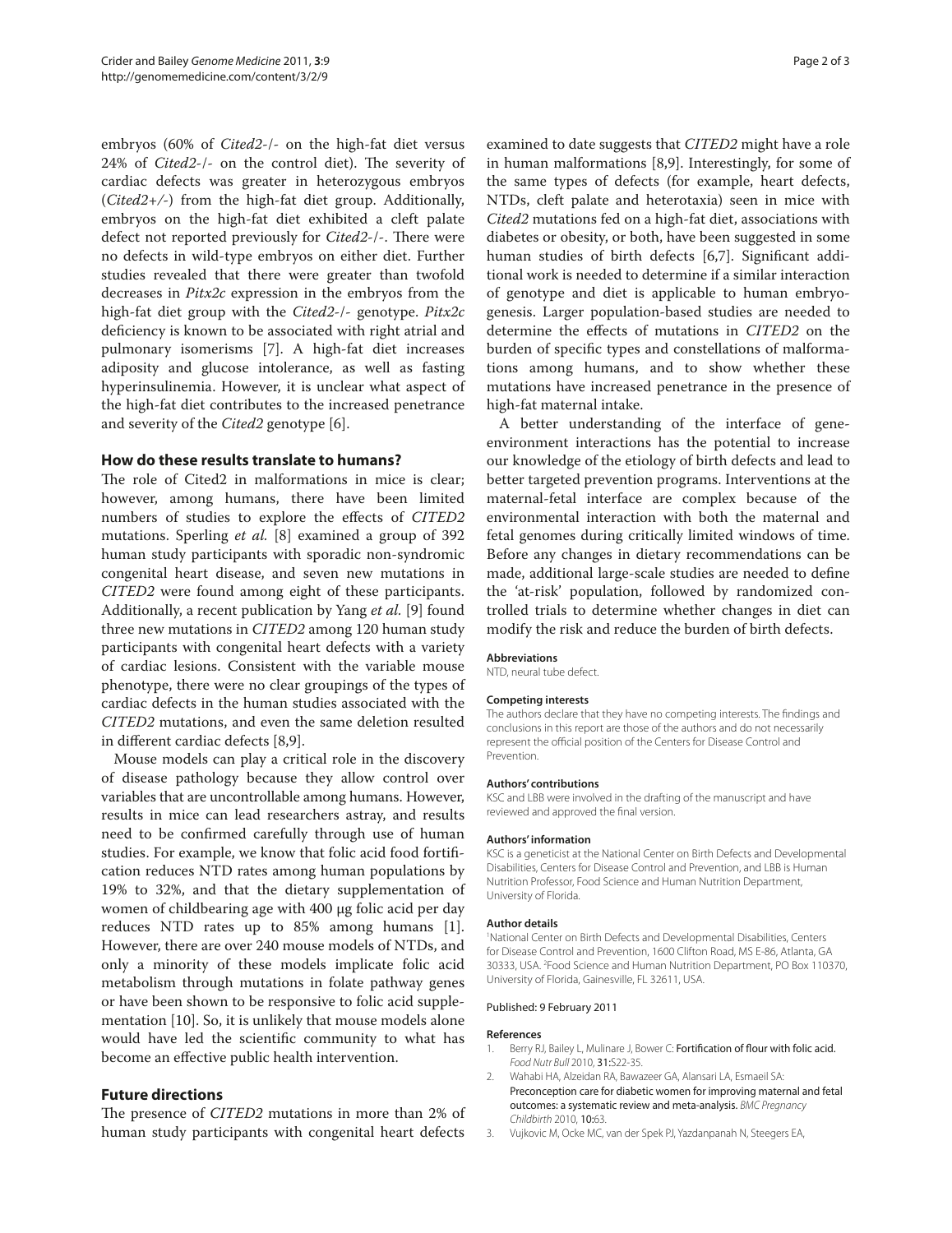embryos (60% of *Cited2-/-* on the high-fat diet versus 24% of *Cited2-/-* on the control diet). The severity of cardiac defects was greater in heterozygous embryos (*Cited2+/-*) from the high-fat diet group. Additionally, embryos on the high-fat diet exhibited a cleft palate defect not reported previously for *Cited2-/-*. There were no defects in wild-type embryos on either diet. Further studies revealed that there were greater than twofold decreases in *Pitx2c* expression in the embryos from the high-fat diet group with the *Cited2-/-* genotype. *Pitx2c* deficiency is known to be associated with right atrial and pulmonary isomerisms [7]. A high-fat diet increases adiposity and glucose intolerance, as well as fasting hyperinsulinemia. However, it is unclear what aspect of the high-fat diet contributes to the increased penetrance and severity of the *Cited2* genotype [6].

## How do these results translate to humans?

The role of Cited2 in malformations in mice is clear; however, among humans, there have been limited numbers of studies to explore the effects of *CITED2* mutations. Sperling *et al.* [8] examined a group of 392 human study participants with sporadic non-syndromic congenital heart disease, and seven new mutations in *CITED2* were found among eight of these participants. Additionally, a recent publication by Yang *et al.* [9] found three new mutations in *CITED2* among 120 human study participants with congenital heart defects with a variety of cardiac lesions. Consistent with the variable mouse phenotype, there were no clear groupings of the types of cardiac defects in the human studies associated with the *CITED2* mutations, and even the same deletion resulted in different cardiac defects [8,9].

Mouse models can play a critical role in the discovery of disease pathology because they allow control over variables that are uncontrollable among humans. However, results in mice can lead researchers astray, and results need to be confirmed carefully through use of human studies. For example, we know that folic acid food fortification reduces NTD rates among human populations by 19% to 32%, and that the dietary supplementation of women of childbearing age with 400 μg folic acid per day reduces NTD rates up to 85% among humans [1]. However, there are over 240 mouse models of NTDs, and only a minority of these models implicate folic acid metabolism through mutations in folate pathway genes or have been shown to be responsive to folic acid supplementation [10]. So, it is unlikely that mouse models alone would have led the scientific community to what has become an effective public health intervention.

## Future directions

The presence of *CITED2* mutations in more than 2% of human study participants with congenital heart defects examined to date suggests that *CITED2* might have a role in human malformations [8,9]. Interestingly, for some of the same types of defects (for example, heart defects, NTDs, cleft palate and heterotaxia) seen in mice with *Cited2* mutations fed on a high-fat diet, associations with diabetes or obesity, or both, have been suggested in some human studies of birth defects [6,7]. Significant additional work is needed to determine if a similar interaction of genotype and diet is applicable to human embryogenesis. Larger population-based studies are needed to determine the effects of mutations in *CITED2* on the burden of specific types and constellations of malformations among humans, and to show whether these mutations have increased penetrance in the presence of high-fat maternal intake.

A better understanding of the interface of gene-environment interactions has the potential to increase our knowledge of the etiology of birth defects and lead to better targeted prevention programs. Interventions at the maternal-fetal interface are complex because of the environmental interaction with both the maternal and fetal genomes during critically limited windows of time. Before any changes in dietary recommendations can be made, additional large-scale studies are needed to define the 'at-risk' population, followed by randomized controlled trials to determine whether changes in diet can modify the risk and reduce the burden of birth defects.

#### Abbreviations

NTD, neural tube defect.

#### Competing interests

The authors declare that they have no competing interests. The findings and conclusions in this report are those of the authors and do not necessarily represent the official position of the Centers for Disease Control and Prevention.

#### Authors' contributions

KSC and LBB were involved in the drafting of the manuscript and have reviewed and approved the final version.

#### Authors' information

KSC is a geneticist at the National Center on Birth Defects and Developmental Disabilities, Centers for Disease Control and Prevention, and LBB is Human Nutrition Professor, Food Science and Human Nutrition Department, University of Florida.

#### Author details

[1]National Center on Birth Defects and Developmental Disabilities, Centers for Disease Control and Prevention, 1600 Clifton Road, MS E-86, Atlanta, GA 30333, USA. [2]Food Science and Human Nutrition Department, PO Box 110370, University of Florida, Gainesville, FL 32611, USA.

Published: 9 February 2011

#### References

1. Berry RJ, Bailey L, Mulinare J, Bower C: **Fortification of flour with folic acid.** *Food Nutr Bull* 2010, **31:**S22-35.
2. Wahabi HA, Alzeidan RA, Bawazeer GA, Alansari LA, Esmaeil SA: **Preconception care for diabetic women for improving maternal and fetal outcomes: a systematic review and meta-analysis.** *BMC Pregnancy Childbirth* 2010, **10:**63.
3. Vujkovic M, Ocke MC, van der Spek PJ, Yazdanpanah N, Steegers EA,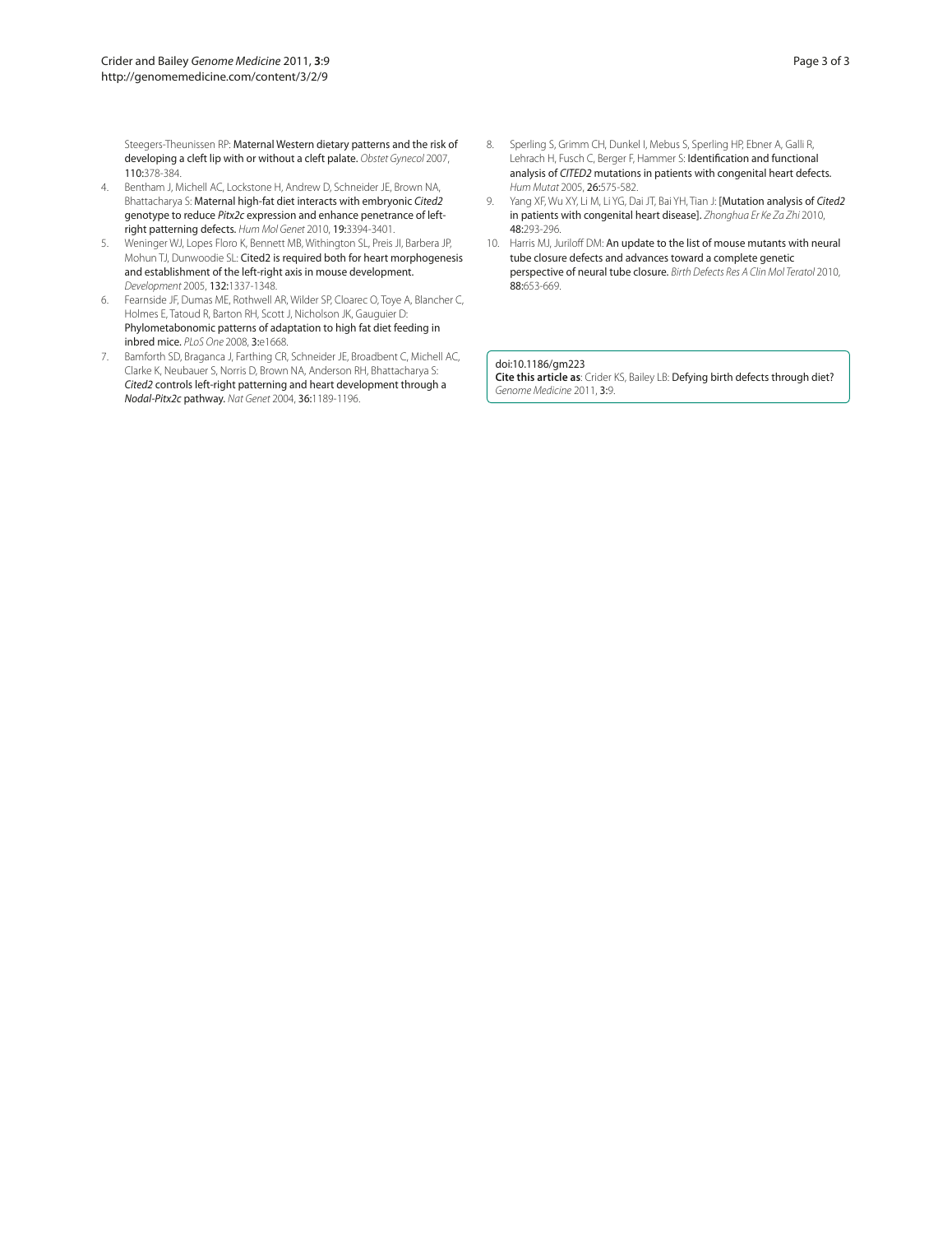Steegers-Theunissen RP: Maternal Western dietary patterns and the risk of developing a cleft lip with or without a cleft palate. *Obstet Gynecol* 2007, **110**:378-384.

4. Bentham J, Michell AC, Lockstone H, Andrew D, Schneider JE, Brown NA, Bhattacharya S: Maternal high-fat diet interacts with embryonic *Cited2* genotype to reduce *Pitx2c* expression and enhance penetrance of left-right patterning defects. *Hum Mol Genet* 2010, **19**:3394-3401.
5. Weninger WJ, Lopes Floro K, Bennett MB, Withington SL, Preis JI, Barbera JP, Mohun TJ, Dunwoodie SL: Cited2 is required both for heart morphogenesis and establishment of the left-right axis in mouse development. *Development* 2005, **132**:1337-1348.
6. Fearnside JF, Dumas ME, Rothwell AR, Wilder SP, Cloarec O, Toye A, Blancher C, Holmes E, Tatoud R, Barton RH, Scott J, Nicholson JK, Gauguier D: Phylometabonomic patterns of adaptation to high fat diet feeding in inbred mice. *PLoS One* 2008, **3**:e1668.
7. Bamforth SD, Braganca J, Farthing CR, Schneider JE, Broadbent C, Michell AC, Clarke K, Neubauer S, Norris D, Brown NA, Anderson RH, Bhattacharya S: *Cited2* controls left-right patterning and heart development through a *Nodal-Pitx2c* pathway. *Nat Genet* 2004, **36**:1189-1196.
8. Sperling S, Grimm CH, Dunkel I, Mebus S, Sperling HP, Ebner A, Galli R, Lehrach H, Fusch C, Berger F, Hammer S: Identification and functional analysis of *CITED2* mutations in patients with congenital heart defects. *Hum Mutat* 2005, **26**:575-582.
9. Yang XF, Wu XY, Li M, Li YG, Dai JT, Bai YH, Tian J: [Mutation analysis of *Cited2* in patients with congenital heart disease]. *Zhonghua Er Ke Za Zhi* 2010, **48**:293-296.
10. Harris MJ, Juriloff DM: An update to the list of mouse mutants with neural tube closure defects and advances toward a complete genetic perspective of neural tube closure. *Birth Defects Res A Clin Mol Teratol* 2010, **88**:653-669.

doi:10.1186/gm223
**Cite this article as**: Crider KS, Bailey LB: Defying birth defects through diet? *Genome Medicine* 2011, **3**:9.